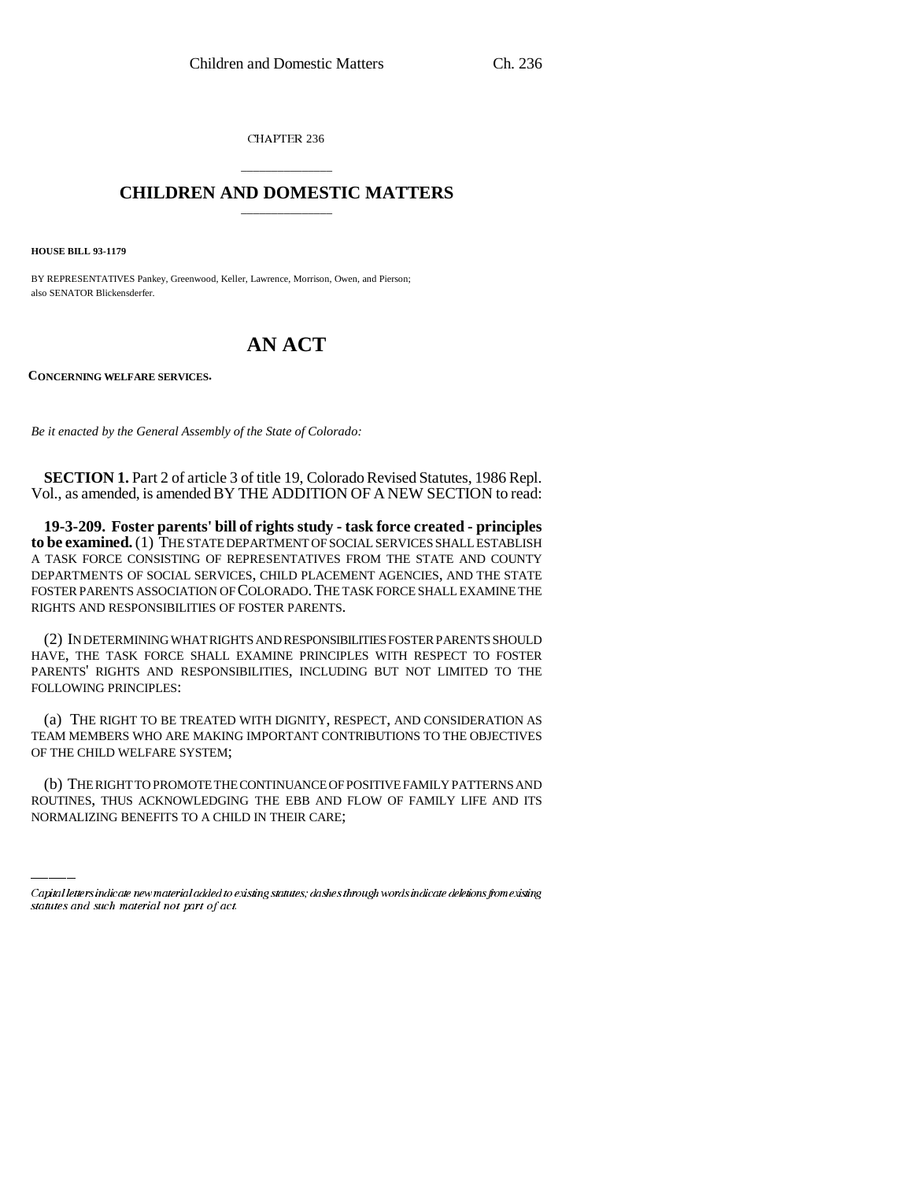CHAPTER 236

# CHILDREN AND DOMESTIC MATTERS

**HOUSE BILL 93-1179**

BY REPRESENTATIVES Pankey, Greenwood, Keller, Lawrence, Morrison, Owen, and Pierson; also SENATOR Blickensderfer.

# AN ACT

**CONCERNING WELFARE SERVICES.**

*Be it enacted by the General Assembly of the State of Colorado:*

**SECTION 1.** Part 2 of article 3 of title 19, Colorado Revised Statutes, 1986 Repl. Vol., as amended, is amended BY THE ADDITION OF A NEW SECTION to read:

**19-3-209. Foster parents' bill of rights study - task force created - principles to be examined.** (1) THE STATE DEPARTMENT OF SOCIAL SERVICES SHALL ESTABLISH A TASK FORCE CONSISTING OF REPRESENTATIVES FROM THE STATE AND COUNTY DEPARTMENTS OF SOCIAL SERVICES, CHILD PLACEMENT AGENCIES, AND THE STATE FOSTER PARENTS ASSOCIATION OF COLORADO. THE TASK FORCE SHALL EXAMINE THE RIGHTS AND RESPONSIBILITIES OF FOSTER PARENTS.

(2) IN DETERMINING WHAT RIGHTS AND RESPONSIBILITIES FOSTER PARENTS SHOULD HAVE, THE TASK FORCE SHALL EXAMINE PRINCIPLES WITH RESPECT TO FOSTER PARENTS' RIGHTS AND RESPONSIBILITIES, INCLUDING BUT NOT LIMITED TO THE FOLLOWING PRINCIPLES:

(a) THE RIGHT TO BE TREATED WITH DIGNITY, RESPECT, AND CONSIDERATION AS TEAM MEMBERS WHO ARE MAKING IMPORTANT CONTRIBUTIONS TO THE OBJECTIVES OF THE CHILD WELFARE SYSTEM;

(b) THE RIGHT TO PROMOTE THE CONTINUANCE OF POSITIVE FAMILY PATTERNS AND ROUTINES, THUS ACKNOWLEDGING THE EBB AND FLOW OF FAMILY LIFE AND ITS NORMALIZING BENEFITS TO A CHILD IN THEIR CARE;

Capital letters indicate new material added to existing statutes; dashes through words indicate deletions from existing statutes and such material not part of act.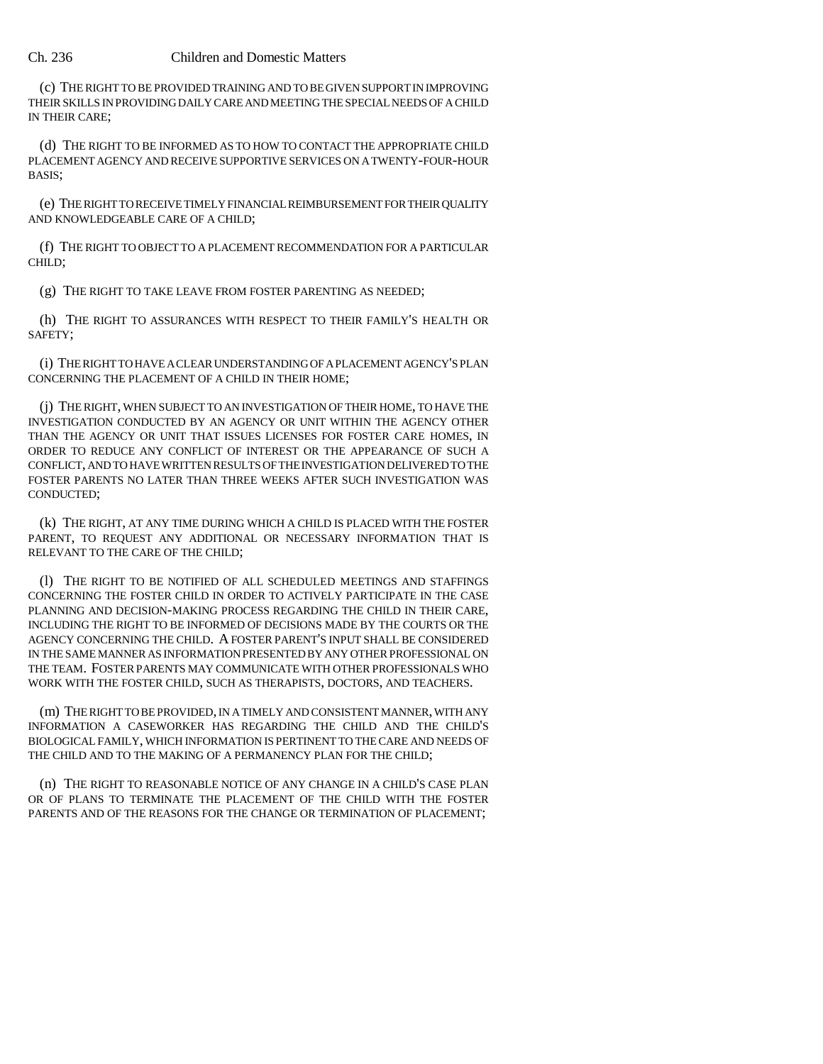(c) THE RIGHT TO BE PROVIDED TRAINING AND TO BE GIVEN SUPPORT IN IMPROVING THEIR SKILLS IN PROVIDING DAILY CARE AND MEETING THE SPECIAL NEEDS OF A CHILD IN THEIR CARE;

(d) THE RIGHT TO BE INFORMED AS TO HOW TO CONTACT THE APPROPRIATE CHILD PLACEMENT AGENCY AND RECEIVE SUPPORTIVE SERVICES ON A TWENTY-FOUR-HOUR BASIS;

(e) THE RIGHT TO RECEIVE TIMELY FINANCIAL REIMBURSEMENT FOR THEIR QUALITY AND KNOWLEDGEABLE CARE OF A CHILD;

(f) THE RIGHT TO OBJECT TO A PLACEMENT RECOMMENDATION FOR A PARTICULAR CHILD;

(g) THE RIGHT TO TAKE LEAVE FROM FOSTER PARENTING AS NEEDED;

(h) THE RIGHT TO ASSURANCES WITH RESPECT TO THEIR FAMILY'S HEALTH OR SAFETY;

(i) THE RIGHT TO HAVE A CLEAR UNDERSTANDING OF A PLACEMENT AGENCY'S PLAN CONCERNING THE PLACEMENT OF A CHILD IN THEIR HOME;

(j) THE RIGHT, WHEN SUBJECT TO AN INVESTIGATION OF THEIR HOME, TO HAVE THE INVESTIGATION CONDUCTED BY AN AGENCY OR UNIT WITHIN THE AGENCY OTHER THAN THE AGENCY OR UNIT THAT ISSUES LICENSES FOR FOSTER CARE HOMES, IN ORDER TO REDUCE ANY CONFLICT OF INTEREST OR THE APPEARANCE OF SUCH A CONFLICT, AND TO HAVE WRITTEN RESULTS OF THE INVESTIGATION DELIVERED TO THE FOSTER PARENTS NO LATER THAN THREE WEEKS AFTER SUCH INVESTIGATION WAS CONDUCTED;

(k) THE RIGHT, AT ANY TIME DURING WHICH A CHILD IS PLACED WITH THE FOSTER PARENT, TO REQUEST ANY ADDITIONAL OR NECESSARY INFORMATION THAT IS RELEVANT TO THE CARE OF THE CHILD;

(l) THE RIGHT TO BE NOTIFIED OF ALL SCHEDULED MEETINGS AND STAFFINGS CONCERNING THE FOSTER CHILD IN ORDER TO ACTIVELY PARTICIPATE IN THE CASE PLANNING AND DECISION-MAKING PROCESS REGARDING THE CHILD IN THEIR CARE, INCLUDING THE RIGHT TO BE INFORMED OF DECISIONS MADE BY THE COURTS OR THE AGENCY CONCERNING THE CHILD. A FOSTER PARENT'S INPUT SHALL BE CONSIDERED IN THE SAME MANNER AS INFORMATION PRESENTED BY ANY OTHER PROFESSIONAL ON THE TEAM. FOSTER PARENTS MAY COMMUNICATE WITH OTHER PROFESSIONALS WHO WORK WITH THE FOSTER CHILD, SUCH AS THERAPISTS, DOCTORS, AND TEACHERS.

(m) THE RIGHT TO BE PROVIDED, IN A TIMELY AND CONSISTENT MANNER, WITH ANY INFORMATION A CASEWORKER HAS REGARDING THE CHILD AND THE CHILD'S BIOLOGICAL FAMILY, WHICH INFORMATION IS PERTINENT TO THE CARE AND NEEDS OF THE CHILD AND TO THE MAKING OF A PERMANENCY PLAN FOR THE CHILD;

(n) THE RIGHT TO REASONABLE NOTICE OF ANY CHANGE IN A CHILD'S CASE PLAN OR OF PLANS TO TERMINATE THE PLACEMENT OF THE CHILD WITH THE FOSTER PARENTS AND OF THE REASONS FOR THE CHANGE OR TERMINATION OF PLACEMENT;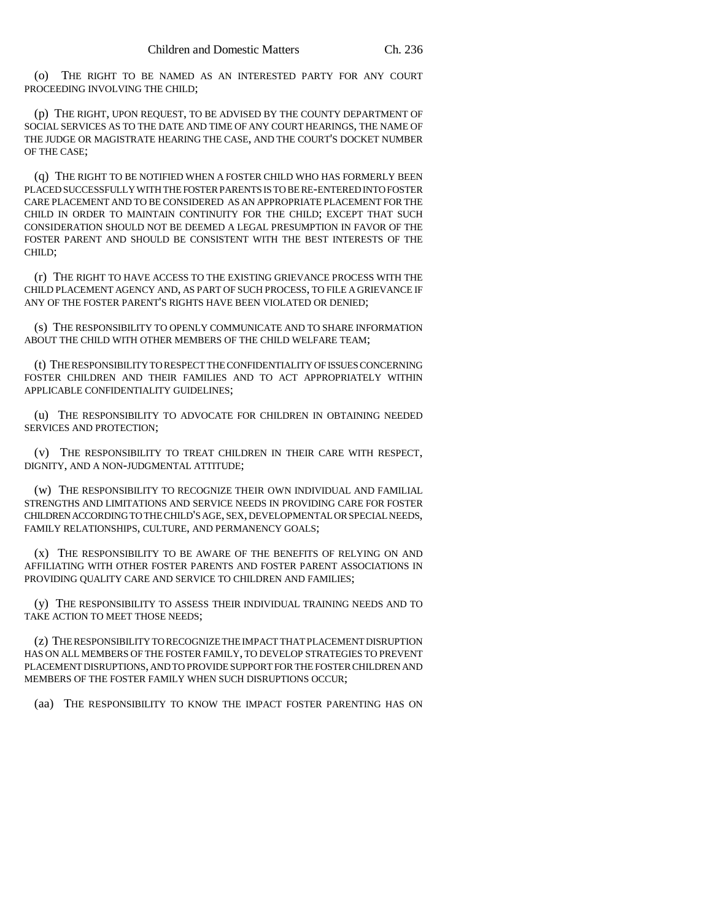(o) THE RIGHT TO BE NAMED AS AN INTERESTED PARTY FOR ANY COURT PROCEEDING INVOLVING THE CHILD;

(p) THE RIGHT, UPON REQUEST, TO BE ADVISED BY THE COUNTY DEPARTMENT OF SOCIAL SERVICES AS TO THE DATE AND TIME OF ANY COURT HEARINGS, THE NAME OF THE JUDGE OR MAGISTRATE HEARING THE CASE, AND THE COURT'S DOCKET NUMBER OF THE CASE;

(q) THE RIGHT TO BE NOTIFIED WHEN A FOSTER CHILD WHO HAS FORMERLY BEEN PLACED SUCCESSFULLY WITH THE FOSTER PARENTS IS TO BE RE-ENTERED INTO FOSTER CARE PLACEMENT AND TO BE CONSIDERED AS AN APPROPRIATE PLACEMENT FOR THE CHILD IN ORDER TO MAINTAIN CONTINUITY FOR THE CHILD; EXCEPT THAT SUCH CONSIDERATION SHOULD NOT BE DEEMED A LEGAL PRESUMPTION IN FAVOR OF THE FOSTER PARENT AND SHOULD BE CONSISTENT WITH THE BEST INTERESTS OF THE CHILD;

(r) THE RIGHT TO HAVE ACCESS TO THE EXISTING GRIEVANCE PROCESS WITH THE CHILD PLACEMENT AGENCY AND, AS PART OF SUCH PROCESS, TO FILE A GRIEVANCE IF ANY OF THE FOSTER PARENT'S RIGHTS HAVE BEEN VIOLATED OR DENIED;

(s) THE RESPONSIBILITY TO OPENLY COMMUNICATE AND TO SHARE INFORMATION ABOUT THE CHILD WITH OTHER MEMBERS OF THE CHILD WELFARE TEAM;

(t) THE RESPONSIBILITY TO RESPECT THE CONFIDENTIALITY OF ISSUES CONCERNING FOSTER CHILDREN AND THEIR FAMILIES AND TO ACT APPROPRIATELY WITHIN APPLICABLE CONFIDENTIALITY GUIDELINES;

(u) THE RESPONSIBILITY TO ADVOCATE FOR CHILDREN IN OBTAINING NEEDED SERVICES AND PROTECTION;

(v) THE RESPONSIBILITY TO TREAT CHILDREN IN THEIR CARE WITH RESPECT, DIGNITY, AND A NON-JUDGMENTAL ATTITUDE;

(w) THE RESPONSIBILITY TO RECOGNIZE THEIR OWN INDIVIDUAL AND FAMILIAL STRENGTHS AND LIMITATIONS AND SERVICE NEEDS IN PROVIDING CARE FOR FOSTER CHILDREN ACCORDING TO THE CHILD'S AGE, SEX, DEVELOPMENTAL OR SPECIAL NEEDS, FAMILY RELATIONSHIPS, CULTURE, AND PERMANENCY GOALS;

(x) THE RESPONSIBILITY TO BE AWARE OF THE BENEFITS OF RELYING ON AND AFFILIATING WITH OTHER FOSTER PARENTS AND FOSTER PARENT ASSOCIATIONS IN PROVIDING QUALITY CARE AND SERVICE TO CHILDREN AND FAMILIES;

(y) THE RESPONSIBILITY TO ASSESS THEIR INDIVIDUAL TRAINING NEEDS AND TO TAKE ACTION TO MEET THOSE NEEDS;

(z) THE RESPONSIBILITY TO RECOGNIZE THE IMPACT THAT PLACEMENT DISRUPTION HAS ON ALL MEMBERS OF THE FOSTER FAMILY, TO DEVELOP STRATEGIES TO PREVENT PLACEMENT DISRUPTIONS, AND TO PROVIDE SUPPORT FOR THE FOSTER CHILDREN AND MEMBERS OF THE FOSTER FAMILY WHEN SUCH DISRUPTIONS OCCUR;

(aa) THE RESPONSIBILITY TO KNOW THE IMPACT FOSTER PARENTING HAS ON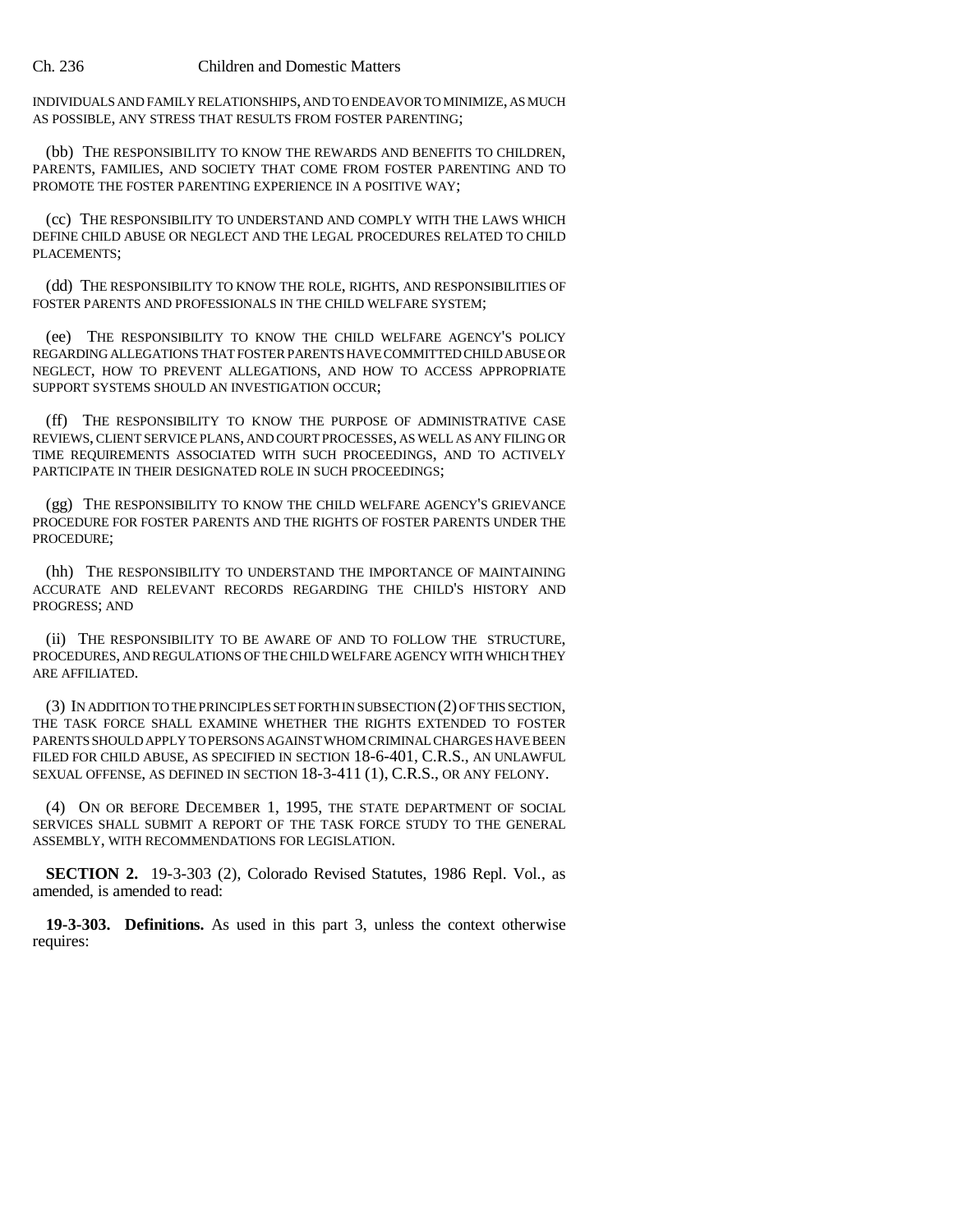INDIVIDUALS AND FAMILY RELATIONSHIPS, AND TO ENDEAVOR TO MINIMIZE, AS MUCH AS POSSIBLE, ANY STRESS THAT RESULTS FROM FOSTER PARENTING;

(bb) THE RESPONSIBILITY TO KNOW THE REWARDS AND BENEFITS TO CHILDREN, PARENTS, FAMILIES, AND SOCIETY THAT COME FROM FOSTER PARENTING AND TO PROMOTE THE FOSTER PARENTING EXPERIENCE IN A POSITIVE WAY;

(cc) THE RESPONSIBILITY TO UNDERSTAND AND COMPLY WITH THE LAWS WHICH DEFINE CHILD ABUSE OR NEGLECT AND THE LEGAL PROCEDURES RELATED TO CHILD PLACEMENTS;

(dd) THE RESPONSIBILITY TO KNOW THE ROLE, RIGHTS, AND RESPONSIBILITIES OF FOSTER PARENTS AND PROFESSIONALS IN THE CHILD WELFARE SYSTEM;

(ee) THE RESPONSIBILITY TO KNOW THE CHILD WELFARE AGENCY'S POLICY REGARDING ALLEGATIONS THAT FOSTER PARENTS HAVE COMMITTED CHILD ABUSE OR NEGLECT, HOW TO PREVENT ALLEGATIONS, AND HOW TO ACCESS APPROPRIATE SUPPORT SYSTEMS SHOULD AN INVESTIGATION OCCUR;

(ff) THE RESPONSIBILITY TO KNOW THE PURPOSE OF ADMINISTRATIVE CASE REVIEWS, CLIENT SERVICE PLANS, AND COURT PROCESSES, AS WELL AS ANY FILING OR TIME REQUIREMENTS ASSOCIATED WITH SUCH PROCEEDINGS, AND TO ACTIVELY PARTICIPATE IN THEIR DESIGNATED ROLE IN SUCH PROCEEDINGS;

(gg) THE RESPONSIBILITY TO KNOW THE CHILD WELFARE AGENCY'S GRIEVANCE PROCEDURE FOR FOSTER PARENTS AND THE RIGHTS OF FOSTER PARENTS UNDER THE PROCEDURE;

(hh) THE RESPONSIBILITY TO UNDERSTAND THE IMPORTANCE OF MAINTAINING ACCURATE AND RELEVANT RECORDS REGARDING THE CHILD'S HISTORY AND PROGRESS; AND

(ii) THE RESPONSIBILITY TO BE AWARE OF AND TO FOLLOW THE STRUCTURE, PROCEDURES, AND REGULATIONS OF THE CHILD WELFARE AGENCY WITH WHICH THEY ARE AFFILIATED.

(3) IN ADDITION TO THE PRINCIPLES SET FORTH IN SUBSECTION (2) OF THIS SECTION, THE TASK FORCE SHALL EXAMINE WHETHER THE RIGHTS EXTENDED TO FOSTER PARENTS SHOULD APPLY TO PERSONS AGAINST WHOM CRIMINAL CHARGES HAVE BEEN FILED FOR CHILD ABUSE, AS SPECIFIED IN SECTION 18-6-401, C.R.S., AN UNLAWFUL SEXUAL OFFENSE, AS DEFINED IN SECTION 18-3-411 (1), C.R.S., OR ANY FELONY.

(4) ON OR BEFORE DECEMBER 1, 1995, THE STATE DEPARTMENT OF SOCIAL SERVICES SHALL SUBMIT A REPORT OF THE TASK FORCE STUDY TO THE GENERAL ASSEMBLY, WITH RECOMMENDATIONS FOR LEGISLATION.

**SECTION 2.** 19-3-303 (2), Colorado Revised Statutes, 1986 Repl. Vol., as amended, is amended to read:

**19-3-303. Definitions.** As used in this part 3, unless the context otherwise requires: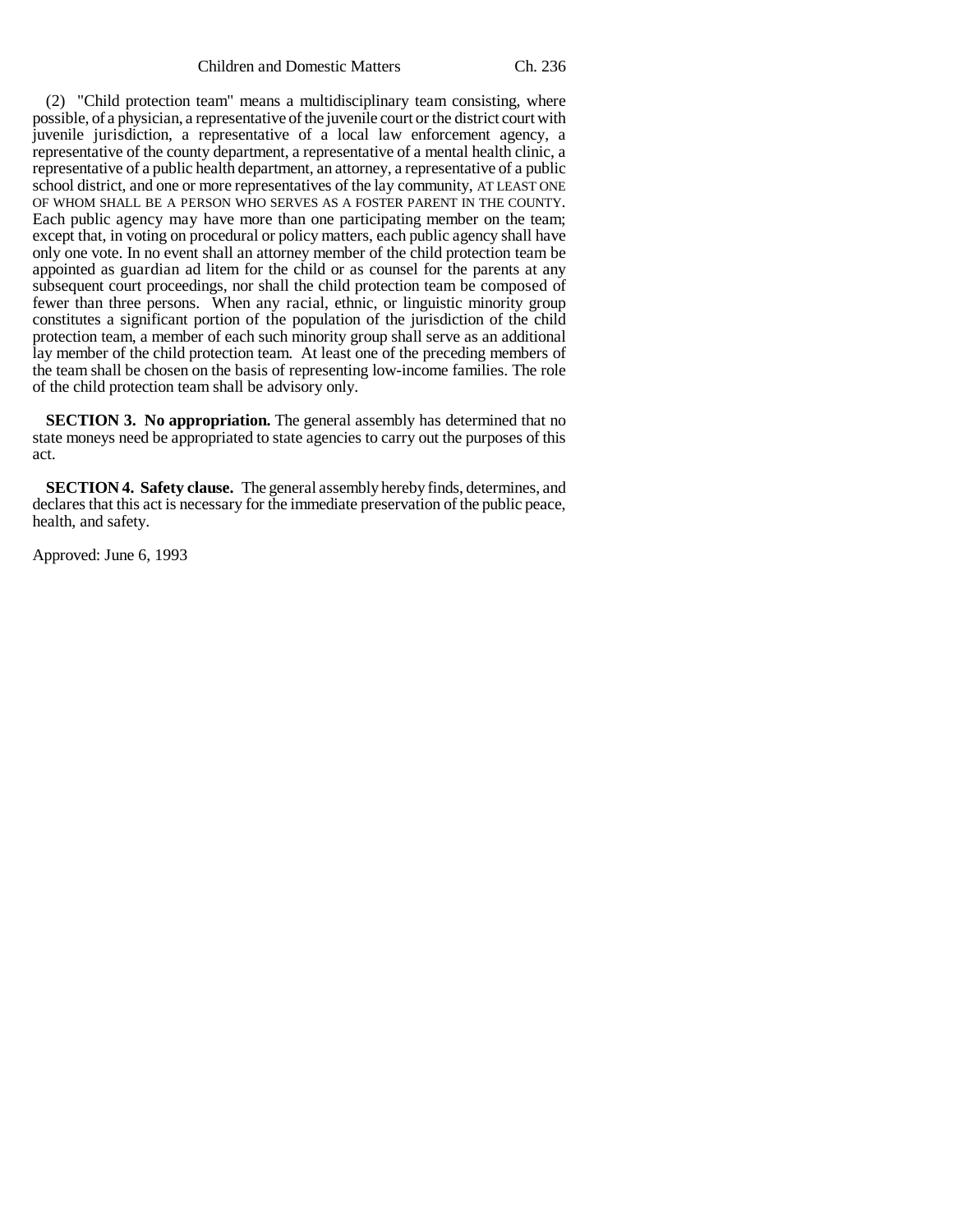(2) "Child protection team" means a multidisciplinary team consisting, where possible, of a physician, a representative of the juvenile court or the district court with juvenile jurisdiction, a representative of a local law enforcement agency, a representative of the county department, a representative of a mental health clinic, a representative of a public health department, an attorney, a representative of a public school district, and one or more representatives of the lay community, AT LEAST ONE OF WHOM SHALL BE A PERSON WHO SERVES AS A FOSTER PARENT IN THE COUNTY. Each public agency may have more than one participating member on the team; except that, in voting on procedural or policy matters, each public agency shall have only one vote. In no event shall an attorney member of the child protection team be appointed as guardian ad litem for the child or as counsel for the parents at any subsequent court proceedings, nor shall the child protection team be composed of fewer than three persons. When any racial, ethnic, or linguistic minority group constitutes a significant portion of the population of the jurisdiction of the child protection team, a member of each such minority group shall serve as an additional lay member of the child protection team. At least one of the preceding members of the team shall be chosen on the basis of representing low-income families. The role of the child protection team shall be advisory only.

**SECTION 3. No appropriation.** The general assembly has determined that no state moneys need be appropriated to state agencies to carry out the purposes of this act.

**SECTION 4. Safety clause.** The general assembly hereby finds, determines, and declares that this act is necessary for the immediate preservation of the public peace, health, and safety.

Approved: June 6, 1993